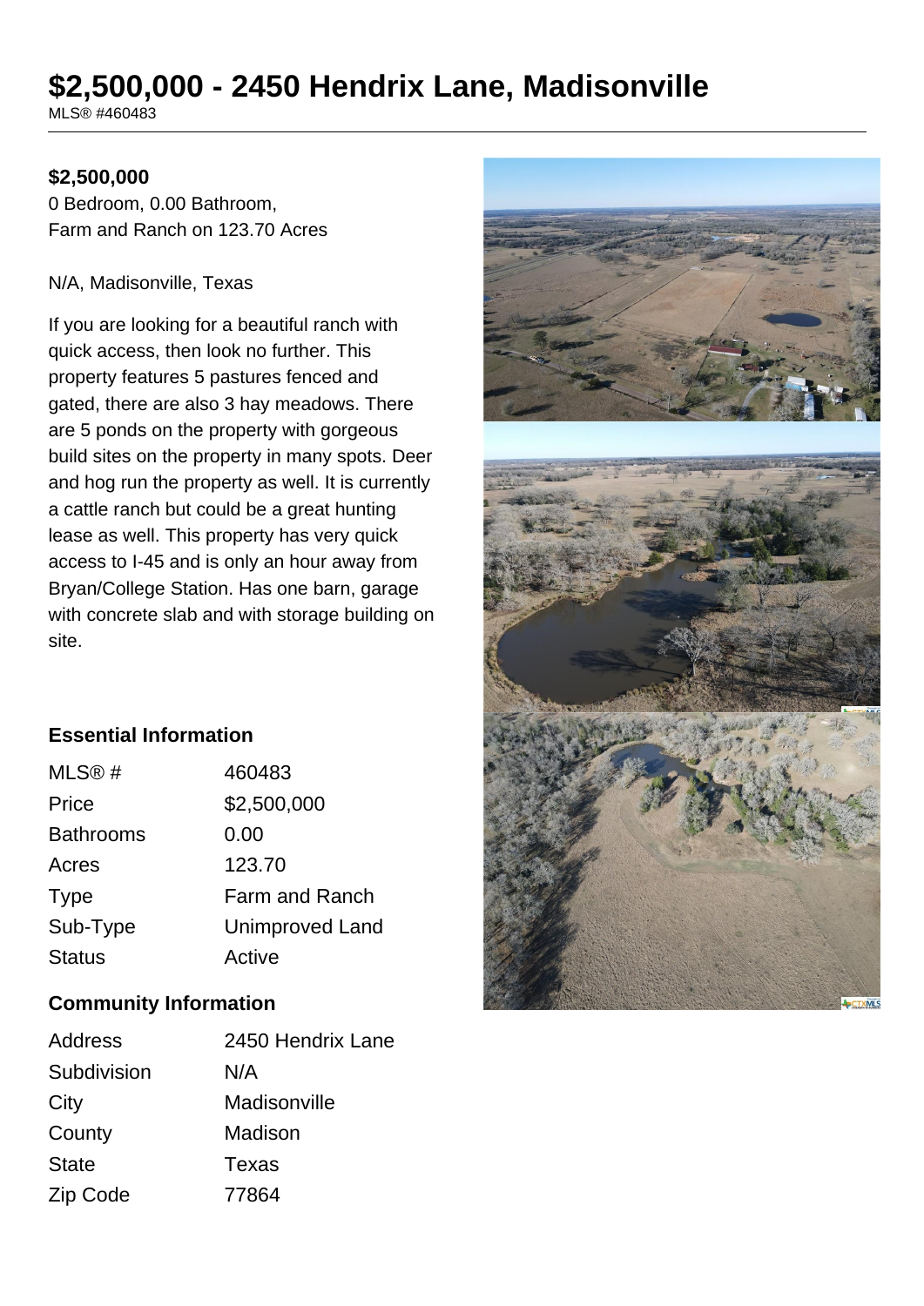# $2,500,000 - 2450 Hendrix Lane, Madisonville

MLS® #460483

**$2,500,000**

0 Bedroom, 0.00 Bathroom,
Farm and Ranch on 123.70 Acres

N/A, Madisonville, Texas

If you are looking for a beautiful ranch with quick access, then look no further. This property features 5 pastures fenced and gated, there are also 3 hay meadows. There are 5 ponds on the property with gorgeous build sites on the property in many spots. Deer and hog run the property as well. It is currently a cattle ranch but could be a great hunting lease as well. This property has very quick access to I-45 and is only an hour away from Bryan/College Station. Has one barn, garage with concrete slab and with storage building on site.

## Essential Information

| | |
|---|---|
| MLS® # | 460483 |
| Price | $2,500,000 |
| Bathrooms | 0.00 |
| Acres | 123.70 |
| Type | Farm and Ranch |
| Sub-Type | Unimproved Land |
| Status | Active |

## Community Information

| | |
|---|---|
| Address | 2450 Hendrix Lane |
| Subdivision | N/A |
| City | Madisonville |
| County | Madison |
| State | Texas |
| Zip Code | 77864 |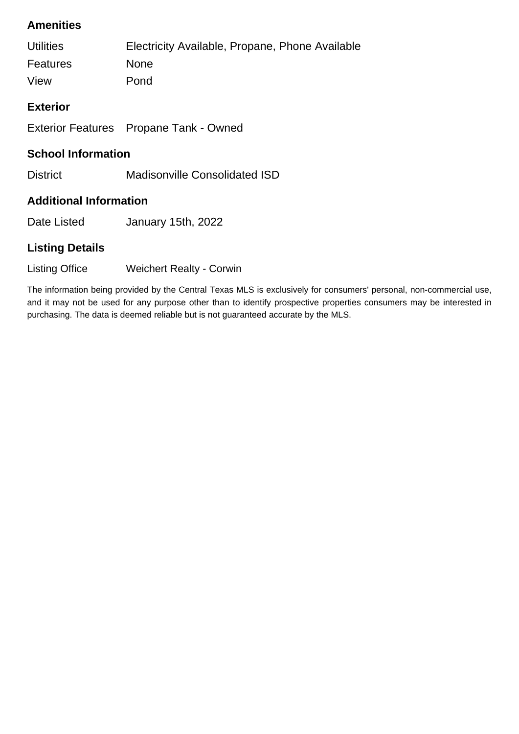## Amenities

| | |
|---|---|
| Utilities | Electricity Available, Propane, Phone Available |
| Features | None |
| View | Pond |

## Exterior

| | |
|---|---|
| Exterior Features | Propane Tank - Owned |

## School Information

| | |
|---|---|
| District | Madisonville Consolidated ISD |

## Additional Information

| | |
|---|---|
| Date Listed | January 15th, 2022 |

## Listing Details

| | |
|---|---|
| Listing Office | Weichert Realty - Corwin |

The information being provided by the Central Texas MLS is exclusively for consumers' personal, non-commercial use, and it may not be used for any purpose other than to identify prospective properties consumers may be interested in purchasing. The data is deemed reliable but is not guaranteed accurate by the MLS.